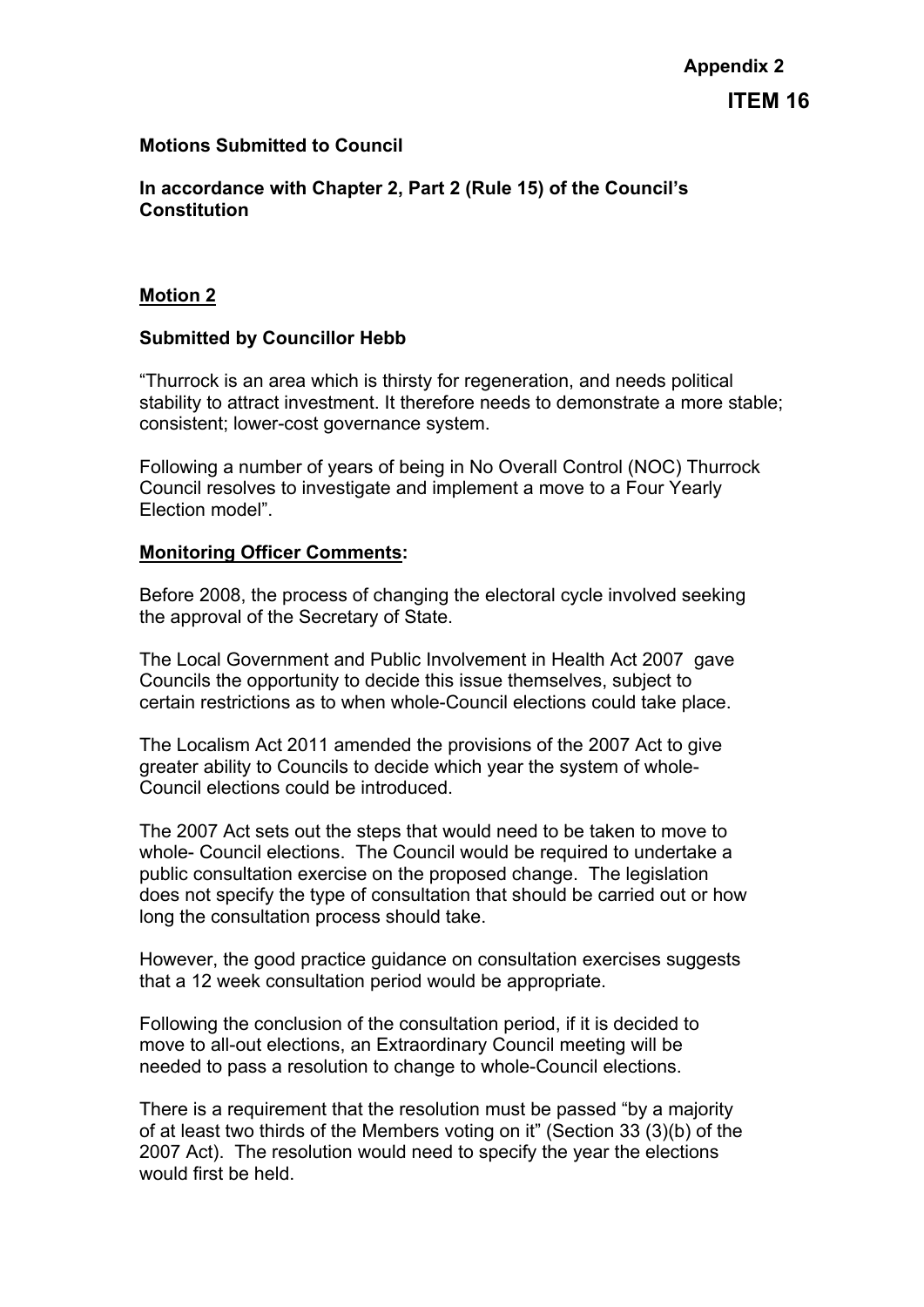**Appendix 2**

## ITEM 16

**Motions Submitted to Council**

**In accordance with Chapter 2, Part 2 (Rule 15) of the Council's Constitution**

**Motion 2**

**Submitted by Councillor Hebb**

"Thurrock is an area which is thirsty for regeneration, and needs political stability to attract investment. It therefore needs to demonstrate a more stable; consistent; lower-cost governance system.

Following a number of years of being in No Overall Control (NOC) Thurrock Council resolves to investigate and implement a move to a Four Yearly Election model".

**Monitoring Officer Comments:**

Before 2008, the process of changing the electoral cycle involved seeking the approval of the Secretary of State.

The Local Government and Public Involvement in Health Act 2007 gave Councils the opportunity to decide this issue themselves, subject to certain restrictions as to when whole-Council elections could take place.

The Localism Act 2011 amended the provisions of the 2007 Act to give greater ability to Councils to decide which year the system of whole-Council elections could be introduced.

The 2007 Act sets out the steps that would need to be taken to move to whole- Council elections. The Council would be required to undertake a public consultation exercise on the proposed change. The legislation does not specify the type of consultation that should be carried out or how long the consultation process should take.

However, the good practice guidance on consultation exercises suggests that a 12 week consultation period would be appropriate.

Following the conclusion of the consultation period, if it is decided to move to all-out elections, an Extraordinary Council meeting will be needed to pass a resolution to change to whole-Council elections.

There is a requirement that the resolution must be passed "by a majority of at least two thirds of the Members voting on it" (Section 33 (3)(b) of the 2007 Act). The resolution would need to specify the year the elections would first be held.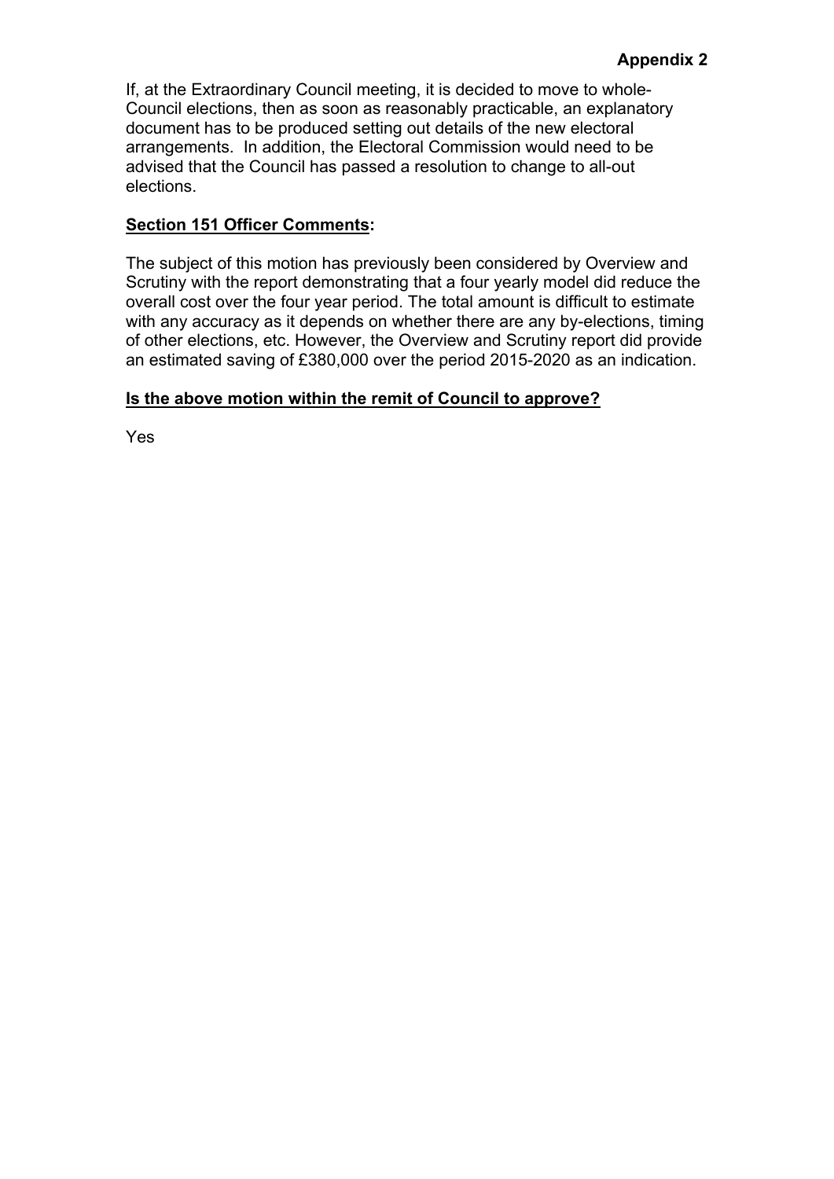**Appendix 2**

If, at the Extraordinary Council meeting, it is decided to move to whole-Council elections, then as soon as reasonably practicable, an explanatory document has to be produced setting out details of the new electoral arrangements. In addition, the Electoral Commission would need to be advised that the Council has passed a resolution to change to all-out elections.

**Section 151 Officer Comments:**

The subject of this motion has previously been considered by Overview and Scrutiny with the report demonstrating that a four yearly model did reduce the overall cost over the four year period. The total amount is difficult to estimate with any accuracy as it depends on whether there are any by-elections, timing of other elections, etc. However, the Overview and Scrutiny report did provide an estimated saving of £380,000 over the period 2015-2020 as an indication.

**Is the above motion within the remit of Council to approve?**

Yes